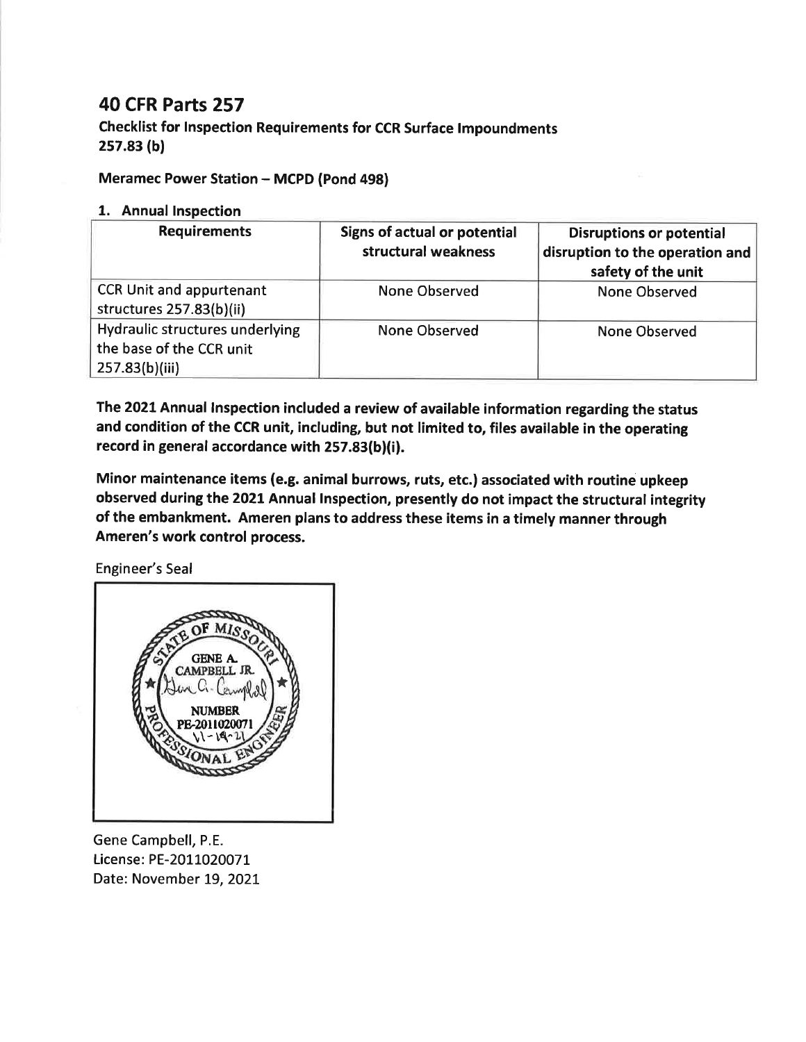# 40 CFR Parts 257

**Checklist for Inspection Requirements for CCR Surface Impoundments**
**257.83 (b)**

**Meramec Power Station – MCPD (Pond 498)**

**1. Annual Inspection**

| Requirements | Signs of actual or potential structural weakness | Disruptions or potential disruption to the operation and safety of the unit |
|---|---|---|
| CCR Unit and appurtenant structures 257.83(b)(ii) | None Observed | None Observed |
| Hydraulic structures underlying the base of the CCR unit 257.83(b)(iii) | None Observed | None Observed |

**The 2021 Annual Inspection included a review of available information regarding the status and condition of the CCR unit, including, but not limited to, files available in the operating record in general accordance with 257.83(b)(i).**

**Minor maintenance items (e.g. animal burrows, ruts, etc.) associated with routine upkeep observed during the 2021 Annual Inspection, presently do not impact the structural integrity of the embankment. Ameren plans to address these items in a timely manner through Ameren's work control process.**

Engineer's Seal

STATE OF MISSOURI
GENE A. CAMPBELL JR.
NUMBER PE-2011020071
11-19-21
PROFESSIONAL ENGINEER

Gene Campbell, P.E.
License: PE-2011020071
Date: November 19, 2021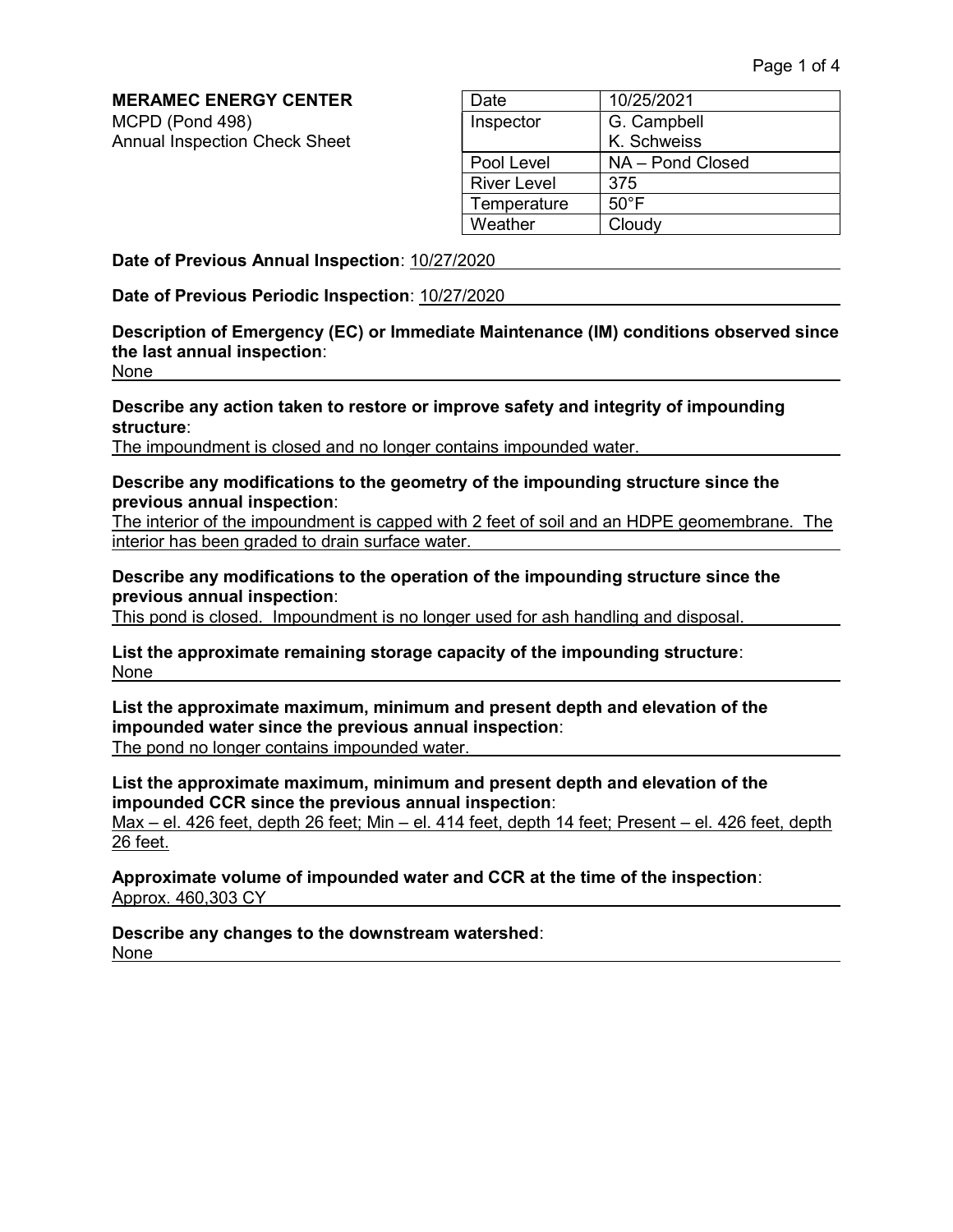**MERAMEC ENERGY CENTER**
MCPD (Pond 498)
Annual Inspection Check Sheet

| | |
|---|---|
| Date | 10/25/2021 |
| Inspector | G. Campbell<br>K. Schweiss |
| Pool Level | NA – Pond Closed |
| River Level | 375 |
| Temperature | 50°F |
| Weather | Cloudy |

**Date of Previous Annual Inspection**: 10/27/2020

**Date of Previous Periodic Inspection**: 10/27/2020

**Description of Emergency (EC) or Immediate Maintenance (IM) conditions observed since the last annual inspection**:
None

**Describe any action taken to restore or improve safety and integrity of impounding structure**:
The impoundment is closed and no longer contains impounded water.

**Describe any modifications to the geometry of the impounding structure since the previous annual inspection**:
The interior of the impoundment is capped with 2 feet of soil and an HDPE geomembrane. The interior has been graded to drain surface water.

**Describe any modifications to the operation of the impounding structure since the previous annual inspection**:
This pond is closed. Impoundment is no longer used for ash handling and disposal.

**List the approximate remaining storage capacity of the impounding structure**:
None

**List the approximate maximum, minimum and present depth and elevation of the impounded water since the previous annual inspection**:
The pond no longer contains impounded water.

**List the approximate maximum, minimum and present depth and elevation of the impounded CCR since the previous annual inspection**:
Max – el. 426 feet, depth 26 feet; Min – el. 414 feet, depth 14 feet; Present – el. 426 feet, depth 26 feet.

**Approximate volume of impounded water and CCR at the time of the inspection**:
Approx. 460,303 CY

**Describe any changes to the downstream watershed**:
None